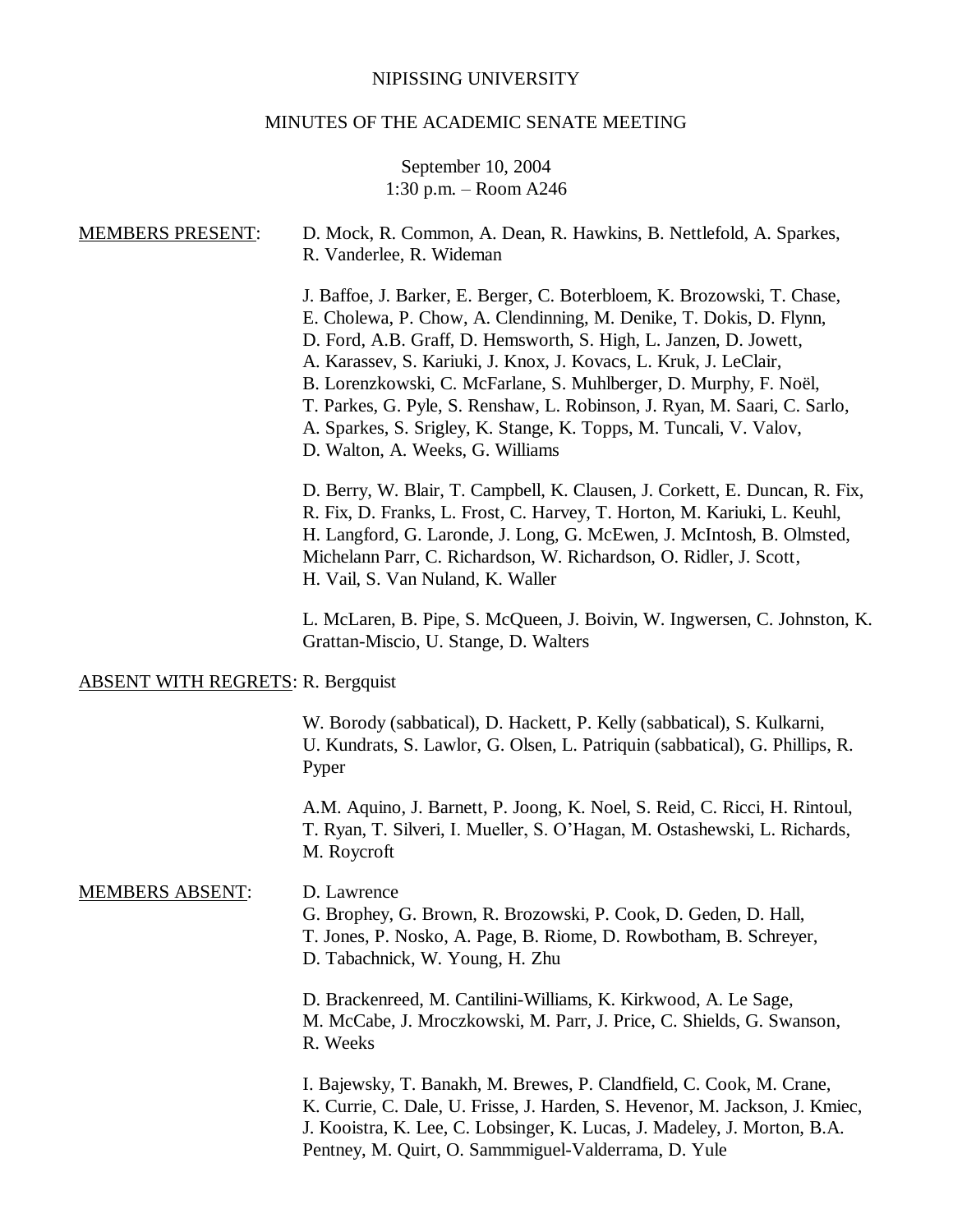NIPISSING UNIVERSITY

MINUTES OF THE ACADEMIC SENATE MEETING

September 10, 2004
1:30 p.m. – Room A246

MEMBERS PRESENT:

D. Mock, R. Common, A. Dean, R. Hawkins, B. Nettlefold, A. Sparkes, R. Vanderlee, R. Wideman

J. Baffoe, J. Barker, E. Berger, C. Boterbloem, K. Brozowski, T. Chase, E. Cholewa, P. Chow, A. Clendinning, M. Denike, T. Dokis, D. Flynn, D. Ford, A.B. Graff, D. Hemsworth, S. High, L. Janzen, D. Jowett, A. Karassev, S. Kariuki, J. Knox, J. Kovacs, L. Kruk, J. LeClair, B. Lorenzkowski, C. McFarlane, S. Muhlberger, D. Murphy, F. Noël, T. Parkes, G. Pyle, S. Renshaw, L. Robinson, J. Ryan, M. Saari, C. Sarlo, A. Sparkes, S. Srigley, K. Stange, K. Topps, M. Tuncali, V. Valov, D. Walton, A. Weeks, G. Williams

D. Berry, W. Blair, T. Campbell, K. Clausen, J. Corkett, E. Duncan, R. Fix, R. Fix, D. Franks, L. Frost, C. Harvey, T. Horton, M. Kariuki, L. Keuhl, H. Langford, G. Laronde, J. Long, G. McEwen, J. McIntosh, B. Olmsted, Michelann Parr, C. Richardson, W. Richardson, O. Ridler, J. Scott, H. Vail, S. Van Nuland, K. Waller

L. McLaren, B. Pipe, S. McQueen, J. Boivin, W. Ingwersen, C. Johnston, K. Grattan-Miscio, U. Stange, D. Walters

ABSENT WITH REGRETS: R. Bergquist

W. Borody (sabbatical), D. Hackett, P. Kelly (sabbatical), S. Kulkarni, U. Kundrats, S. Lawlor, G. Olsen, L. Patriquin (sabbatical), G. Phillips, R. Pyper

A.M. Aquino, J. Barnett, P. Joong, K. Noel, S. Reid, C. Ricci, H. Rintoul, T. Ryan, T. Silveri, I. Mueller, S. O'Hagan, M. Ostashewski, L. Richards, M. Roycroft

MEMBERS ABSENT:

D. Lawrence
G. Brophey, G. Brown, R. Brozowski, P. Cook, D. Geden, D. Hall, T. Jones, P. Nosko, A. Page, B. Riome, D. Rowbotham, B. Schreyer, D. Tabachnick, W. Young, H. Zhu

D. Brackenreed, M. Cantilini-Williams, K. Kirkwood, A. Le Sage, M. McCabe, J. Mroczkowski, M. Parr, J. Price, C. Shields, G. Swanson, R. Weeks

I. Bajewsky, T. Banakh, M. Brewes, P. Clandfield, C. Cook, M. Crane, K. Currie, C. Dale, U. Frisse, J. Harden, S. Hevenor, M. Jackson, J. Kmiec, J. Kooistra, K. Lee, C. Lobsinger, K. Lucas, J. Madeley, J. Morton, B.A. Pentney, M. Quirt, O. Sammmiguel-Valderrama, D. Yule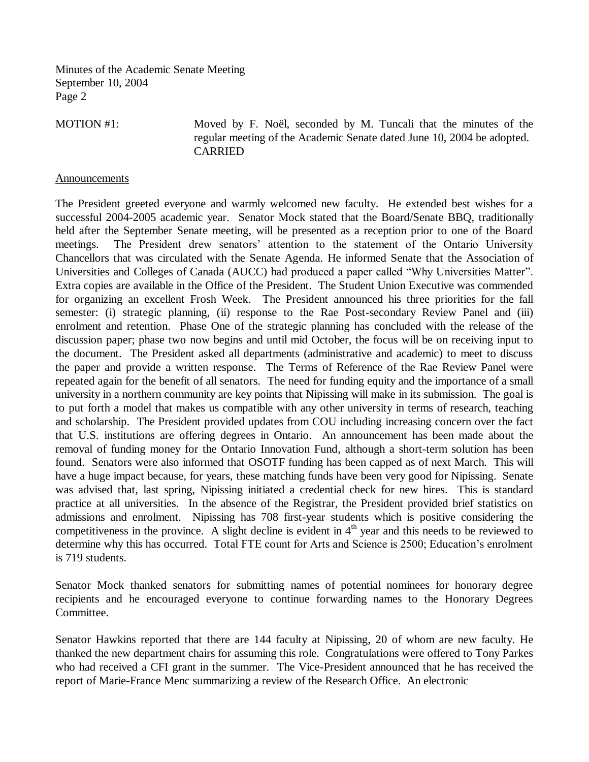MOTION #1: Moved by F. Noël, seconded by M. Tuncali that the minutes of the regular meeting of the Academic Senate dated June 10, 2004 be adopted. CARRIED

Announcements

The President greeted everyone and warmly welcomed new faculty. He extended best wishes for a successful 2004-2005 academic year. Senator Mock stated that the Board/Senate BBQ, traditionally held after the September Senate meeting, will be presented as a reception prior to one of the Board meetings. The President drew senators' attention to the statement of the Ontario University Chancellors that was circulated with the Senate Agenda. He informed Senate that the Association of Universities and Colleges of Canada (AUCC) had produced a paper called "Why Universities Matter". Extra copies are available in the Office of the President. The Student Union Executive was commended for organizing an excellent Frosh Week. The President announced his three priorities for the fall semester: (i) strategic planning, (ii) response to the Rae Post-secondary Review Panel and (iii) enrolment and retention. Phase One of the strategic planning has concluded with the release of the discussion paper; phase two now begins and until mid October, the focus will be on receiving input to the document. The President asked all departments (administrative and academic) to meet to discuss the paper and provide a written response. The Terms of Reference of the Rae Review Panel were repeated again for the benefit of all senators. The need for funding equity and the importance of a small university in a northern community are key points that Nipissing will make in its submission. The goal is to put forth a model that makes us compatible with any other university in terms of research, teaching and scholarship. The President provided updates from COU including increasing concern over the fact that U.S. institutions are offering degrees in Ontario. An announcement has been made about the removal of funding money for the Ontario Innovation Fund, although a short-term solution has been found. Senators were also informed that OSOTF funding has been capped as of next March. This will have a huge impact because, for years, these matching funds have been very good for Nipissing. Senate was advised that, last spring, Nipissing initiated a credential check for new hires. This is standard practice at all universities. In the absence of the Registrar, the President provided brief statistics on admissions and enrolment. Nipissing has 708 first-year students which is positive considering the competitiveness in the province. A slight decline is evident in 4th year and this needs to be reviewed to determine why this has occurred. Total FTE count for Arts and Science is 2500; Education's enrolment is 719 students.

Senator Mock thanked senators for submitting names of potential nominees for honorary degree recipients and he encouraged everyone to continue forwarding names to the Honorary Degrees Committee.

Senator Hawkins reported that there are 144 faculty at Nipissing, 20 of whom are new faculty. He thanked the new department chairs for assuming this role. Congratulations were offered to Tony Parkes who had received a CFI grant in the summer. The Vice-President announced that he has received the report of Marie-France Menc summarizing a review of the Research Office. An electronic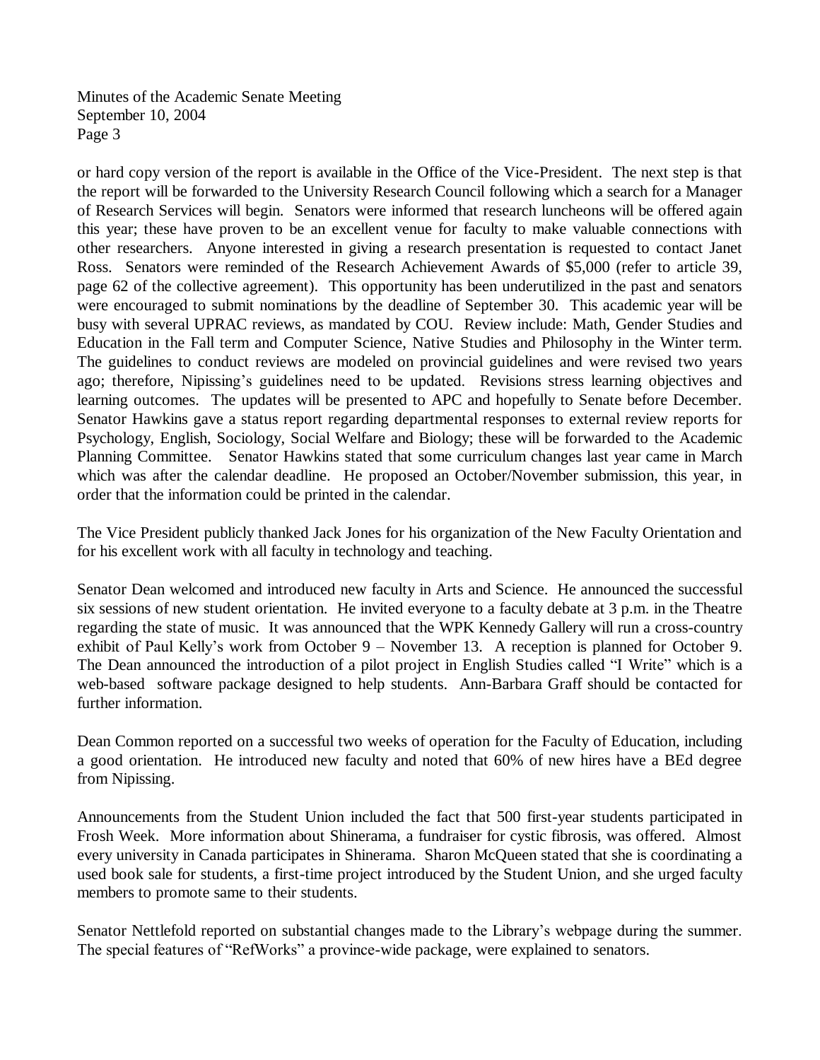or hard copy version of the report is available in the Office of the Vice-President. The next step is that the report will be forwarded to the University Research Council following which a search for a Manager of Research Services will begin. Senators were informed that research luncheons will be offered again this year; these have proven to be an excellent venue for faculty to make valuable connections with other researchers. Anyone interested in giving a research presentation is requested to contact Janet Ross. Senators were reminded of the Research Achievement Awards of $5,000 (refer to article 39, page 62 of the collective agreement). This opportunity has been underutilized in the past and senators were encouraged to submit nominations by the deadline of September 30. This academic year will be busy with several UPRAC reviews, as mandated by COU. Review include: Math, Gender Studies and Education in the Fall term and Computer Science, Native Studies and Philosophy in the Winter term. The guidelines to conduct reviews are modeled on provincial guidelines and were revised two years ago; therefore, Nipissing's guidelines need to be updated. Revisions stress learning objectives and learning outcomes. The updates will be presented to APC and hopefully to Senate before December. Senator Hawkins gave a status report regarding departmental responses to external review reports for Psychology, English, Sociology, Social Welfare and Biology; these will be forwarded to the Academic Planning Committee. Senator Hawkins stated that some curriculum changes last year came in March which was after the calendar deadline. He proposed an October/November submission, this year, in order that the information could be printed in the calendar.

The Vice President publicly thanked Jack Jones for his organization of the New Faculty Orientation and for his excellent work with all faculty in technology and teaching.

Senator Dean welcomed and introduced new faculty in Arts and Science. He announced the successful six sessions of new student orientation. He invited everyone to a faculty debate at 3 p.m. in the Theatre regarding the state of music. It was announced that the WPK Kennedy Gallery will run a cross-country exhibit of Paul Kelly's work from October 9 – November 13. A reception is planned for October 9. The Dean announced the introduction of a pilot project in English Studies called "I Write" which is a web-based software package designed to help students. Ann-Barbara Graff should be contacted for further information.

Dean Common reported on a successful two weeks of operation for the Faculty of Education, including a good orientation. He introduced new faculty and noted that 60% of new hires have a BEd degree from Nipissing.

Announcements from the Student Union included the fact that 500 first-year students participated in Frosh Week. More information about Shinerama, a fundraiser for cystic fibrosis, was offered. Almost every university in Canada participates in Shinerama. Sharon McQueen stated that she is coordinating a used book sale for students, a first-time project introduced by the Student Union, and she urged faculty members to promote same to their students.

Senator Nettlefold reported on substantial changes made to the Library's webpage during the summer. The special features of "RefWorks" a province-wide package, were explained to senators.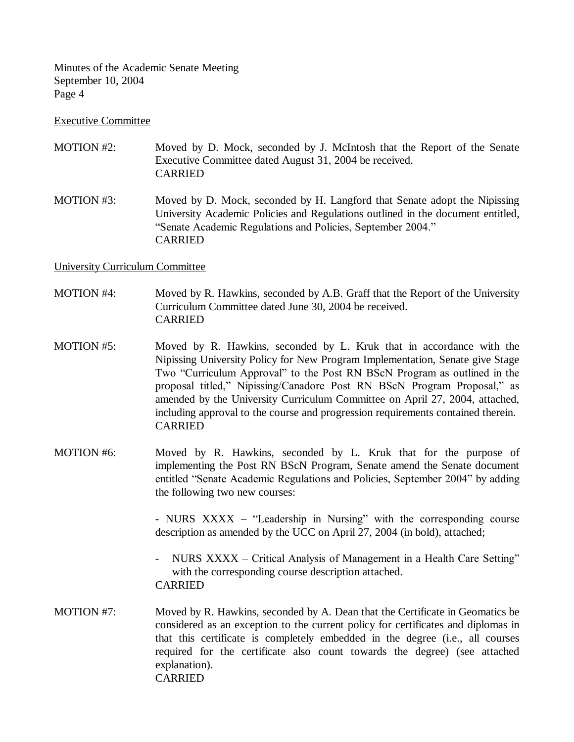Executive Committee

MOTION #2: Moved by D. Mock, seconded by J. McIntosh that the Report of the Senate Executive Committee dated August 31, 2004 be received.
CARRIED

MOTION #3: Moved by D. Mock, seconded by H. Langford that Senate adopt the Nipissing University Academic Policies and Regulations outlined in the document entitled, "Senate Academic Regulations and Policies, September 2004."
CARRIED

University Curriculum Committee

MOTION #4: Moved by R. Hawkins, seconded by A.B. Graff that the Report of the University Curriculum Committee dated June 30, 2004 be received.
CARRIED

MOTION #5: Moved by R. Hawkins, seconded by L. Kruk that in accordance with the Nipissing University Policy for New Program Implementation, Senate give Stage Two "Curriculum Approval" to the Post RN BScN Program as outlined in the proposal titled," Nipissing/Canadore Post RN BScN Program Proposal," as amended by the University Curriculum Committee on April 27, 2004, attached, including approval to the course and progression requirements contained therein.
CARRIED

MOTION #6: Moved by R. Hawkins, seconded by L. Kruk that for the purpose of implementing the Post RN BScN Program, Senate amend the Senate document entitled "Senate Academic Regulations and Policies, September 2004" by adding the following two new courses:

- NURS XXXX – "Leadership in Nursing" with the corresponding course description as amended by the UCC on April 27, 2004 (in bold), attached;
- NURS XXXX – Critical Analysis of Management in a Health Care Setting" with the corresponding course description attached.

CARRIED

MOTION #7: Moved by R. Hawkins, seconded by A. Dean that the Certificate in Geomatics be considered as an exception to the current policy for certificates and diplomas in that this certificate is completely embedded in the degree (i.e., all courses required for the certificate also count towards the degree) (see attached explanation).
CARRIED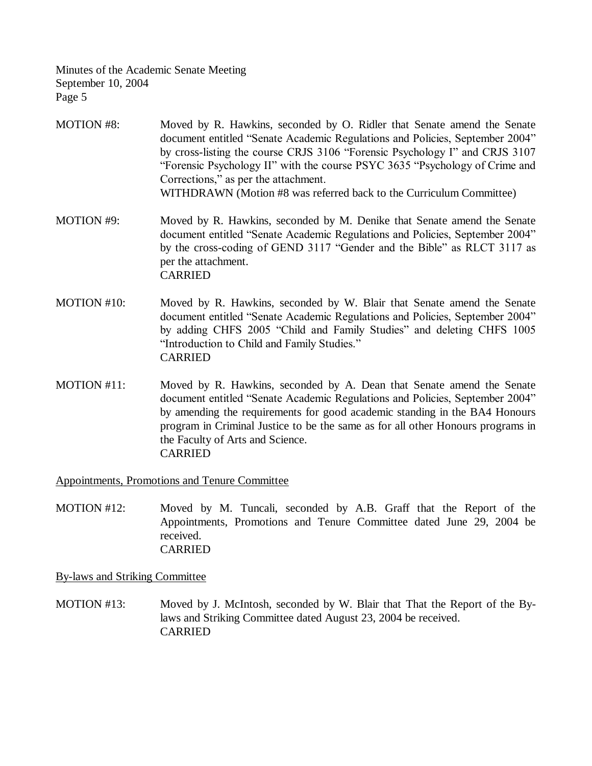MOTION #8: Moved by R. Hawkins, seconded by O. Ridler that Senate amend the Senate document entitled "Senate Academic Regulations and Policies, September 2004" by cross-listing the course CRJS 3106 "Forensic Psychology I" and CRJS 3107 "Forensic Psychology II" with the course PSYC 3635 "Psychology of Crime and Corrections," as per the attachment.
WITHDRAWN (Motion #8 was referred back to the Curriculum Committee)

MOTION #9: Moved by R. Hawkins, seconded by M. Denike that Senate amend the Senate document entitled "Senate Academic Regulations and Policies, September 2004" by the cross-coding of GEND 3117 "Gender and the Bible" as RLCT 3117 as per the attachment.
CARRIED

MOTION #10: Moved by R. Hawkins, seconded by W. Blair that Senate amend the Senate document entitled "Senate Academic Regulations and Policies, September 2004" by adding CHFS 2005 "Child and Family Studies" and deleting CHFS 1005 "Introduction to Child and Family Studies."
CARRIED

MOTION #11: Moved by R. Hawkins, seconded by A. Dean that Senate amend the Senate document entitled "Senate Academic Regulations and Policies, September 2004" by amending the requirements for good academic standing in the BA4 Honours program in Criminal Justice to be the same as for all other Honours programs in the Faculty of Arts and Science.
CARRIED

Appointments, Promotions and Tenure Committee

MOTION #12: Moved by M. Tuncali, seconded by A.B. Graff that the Report of the Appointments, Promotions and Tenure Committee dated June 29, 2004 be received.
CARRIED

By-laws and Striking Committee

MOTION #13: Moved by J. McIntosh, seconded by W. Blair that That the Report of the By-laws and Striking Committee dated August 23, 2004 be received.
CARRIED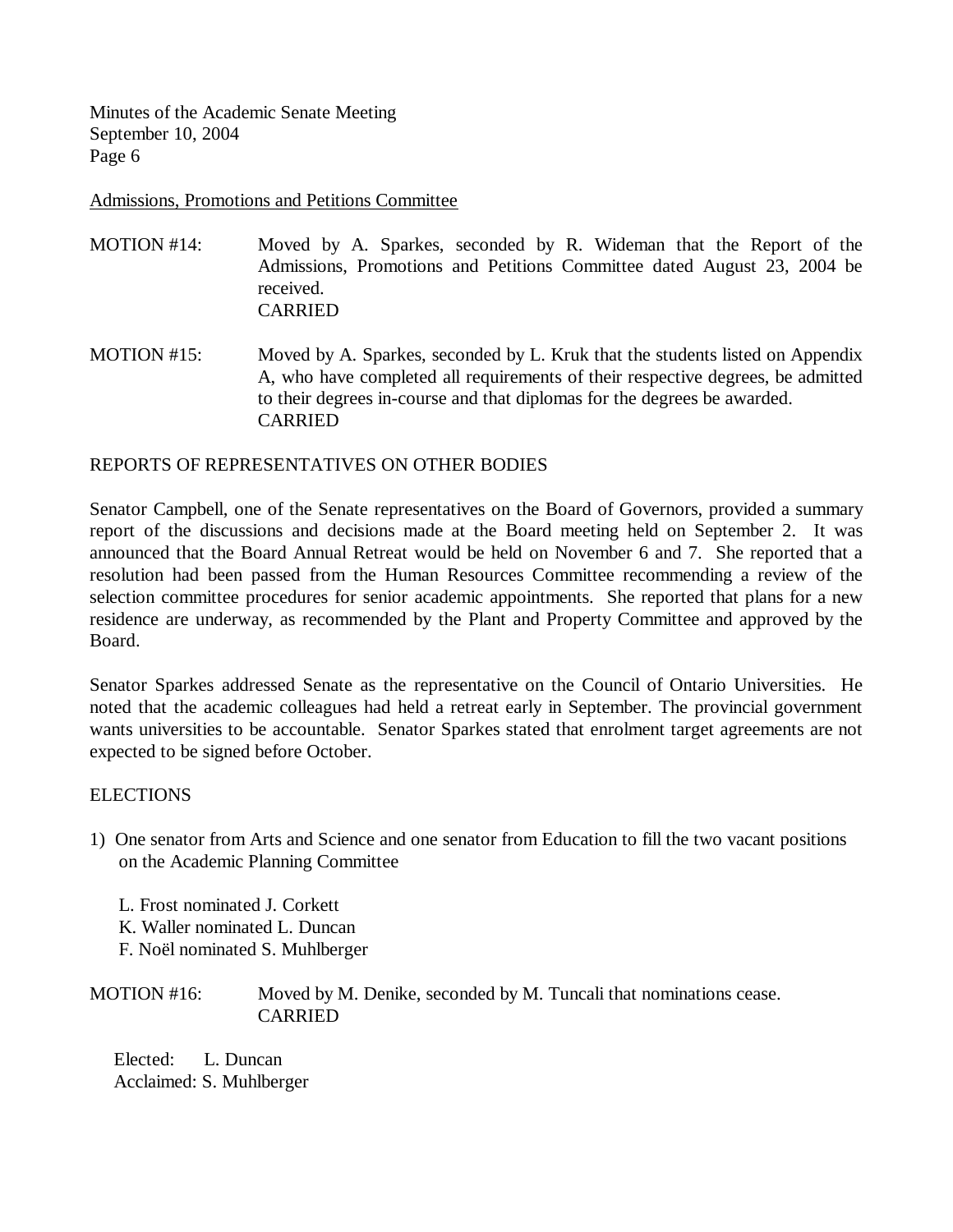<u>Admissions, Promotions and Petitions Committee</u>

MOTION #14: Moved by A. Sparkes, seconded by R. Wideman that the Report of the Admissions, Promotions and Petitions Committee dated August 23, 2004 be received.
CARRIED

MOTION #15: Moved by A. Sparkes, seconded by L. Kruk that the students listed on Appendix A, who have completed all requirements of their respective degrees, be admitted to their degrees in-course and that diplomas for the degrees be awarded.
CARRIED

REPORTS OF REPRESENTATIVES ON OTHER BODIES

Senator Campbell, one of the Senate representatives on the Board of Governors, provided a summary report of the discussions and decisions made at the Board meeting held on September 2. It was announced that the Board Annual Retreat would be held on November 6 and 7. She reported that a resolution had been passed from the Human Resources Committee recommending a review of the selection committee procedures for senior academic appointments. She reported that plans for a new residence are underway, as recommended by the Plant and Property Committee and approved by the Board.

Senator Sparkes addressed Senate as the representative on the Council of Ontario Universities. He noted that the academic colleagues had held a retreat early in September. The provincial government wants universities to be accountable. Senator Sparkes stated that enrolment target agreements are not expected to be signed before October.

ELECTIONS

1) One senator from Arts and Science and one senator from Education to fill the two vacant positions on the Academic Planning Committee

L. Frost nominated J. Corkett
K. Waller nominated L. Duncan
F. Noël nominated S. Muhlberger

MOTION #16: Moved by M. Denike, seconded by M. Tuncali that nominations cease.
CARRIED

Elected: L. Duncan
Acclaimed: S. Muhlberger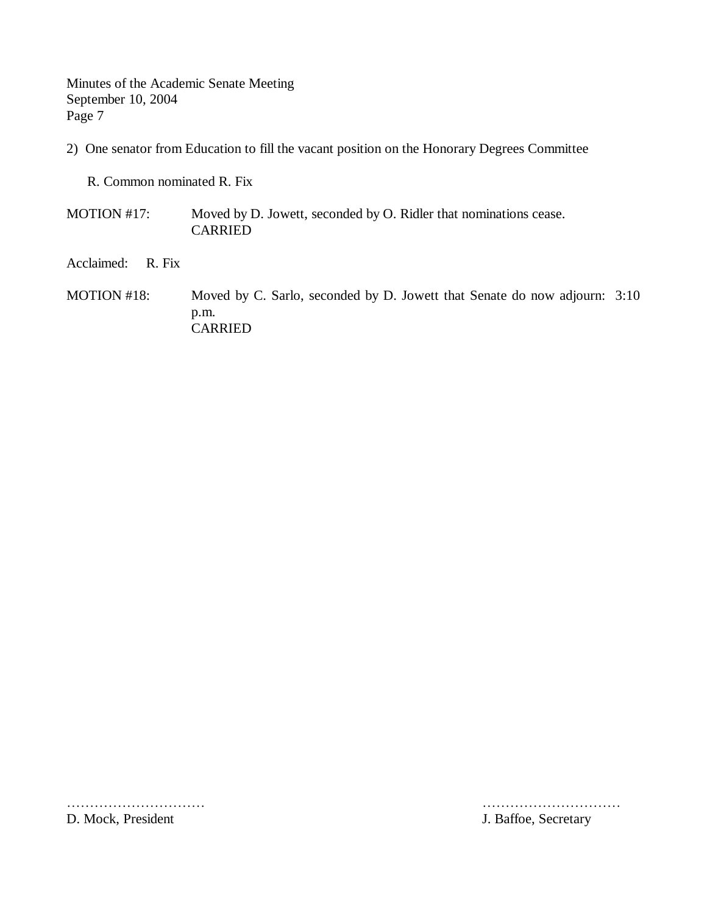2) One senator from Education to fill the vacant position on the Honorary Degrees Committee

R. Common nominated R. Fix

MOTION #17: Moved by D. Jowett, seconded by O. Ridler that nominations cease.
CARRIED

Acclaimed: R. Fix

MOTION #18: Moved by C. Sarlo, seconded by D. Jowett that Senate do now adjourn: 3:10 p.m.
CARRIED

…………………………
D. Mock, President

…………………………
J. Baffoe, Secretary